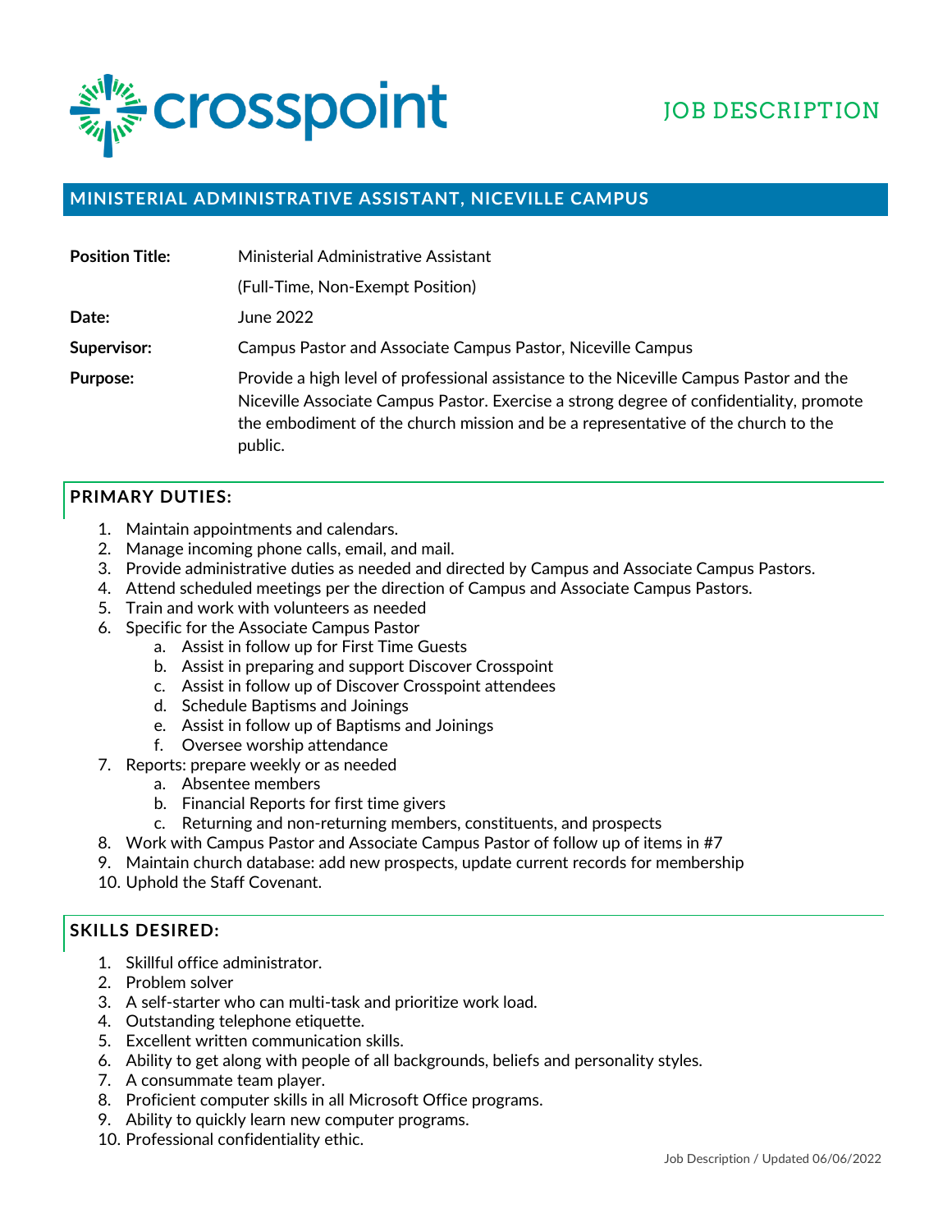crosspoint

JOB DESCRIPTION

## MINISTERIAL ADMINISTRATIVE ASSISTANT, NICEVILLE CAMPUS

| | |
|---|---|
| **Position Title:** | Ministerial Administrative Assistant |
| | (Full-Time, Non-Exempt Position) |
| **Date:** | June 2022 |
| **Supervisor:** | Campus Pastor and Associate Campus Pastor, Niceville Campus |
| **Purpose:** | Provide a high level of professional assistance to the Niceville Campus Pastor and the Niceville Associate Campus Pastor. Exercise a strong degree of confidentiality, promote the embodiment of the church mission and be a representative of the church to the public. |

### PRIMARY DUTIES:

1. Maintain appointments and calendars.
2. Manage incoming phone calls, email, and mail.
3. Provide administrative duties as needed and directed by Campus and Associate Campus Pastors.
4. Attend scheduled meetings per the direction of Campus and Associate Campus Pastors.
5. Train and work with volunteers as needed
6. Specific for the Associate Campus Pastor
   a. Assist in follow up for First Time Guests
   b. Assist in preparing and support Discover Crosspoint
   c. Assist in follow up of Discover Crosspoint attendees
   d. Schedule Baptisms and Joinings
   e. Assist in follow up of Baptisms and Joinings
   f. Oversee worship attendance
7. Reports: prepare weekly or as needed
   a. Absentee members
   b. Financial Reports for first time givers
   c. Returning and non-returning members, constituents, and prospects
8. Work with Campus Pastor and Associate Campus Pastor of follow up of items in #7
9. Maintain church database: add new prospects, update current records for membership
10. Uphold the Staff Covenant.

### SKILLS DESIRED:

1. Skillful office administrator.
2. Problem solver
3. A self-starter who can multi-task and prioritize work load.
4. Outstanding telephone etiquette.
5. Excellent written communication skills.
6. Ability to get along with people of all backgrounds, beliefs and personality styles.
7. A consummate team player.
8. Proficient computer skills in all Microsoft Office programs.
9. Ability to quickly learn new computer programs.
10. Professional confidentiality ethic.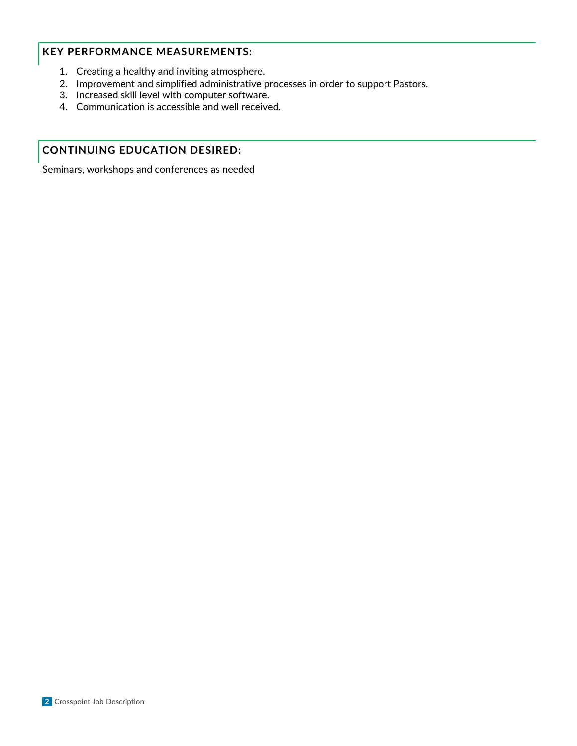## KEY PERFORMANCE MEASUREMENTS:

1. Creating a healthy and inviting atmosphere.
2. Improvement and simplified administrative processes in order to support Pastors.
3. Increased skill level with computer software.
4. Communication is accessible and well received.

## CONTINUING EDUCATION DESIRED:

Seminars, workshops and conferences as needed